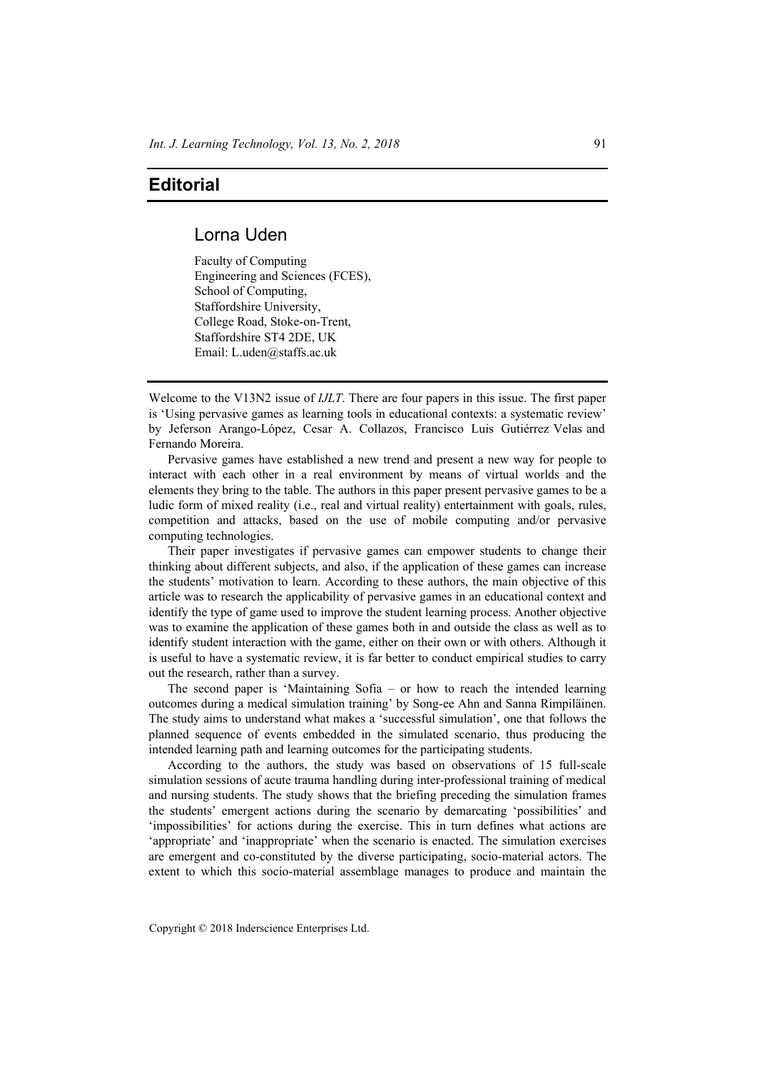# Editorial

## Lorna Uden

Faculty of Computing
Engineering and Sciences (FCES),
School of Computing,
Staffordshire University,
College Road, Stoke-on-Trent,
Staffordshire ST4 2DE, UK
Email: L.uden@staffs.ac.uk

Welcome to the V13N2 issue of *IJLT*. There are four papers in this issue. The first paper is 'Using pervasive games as learning tools in educational contexts: a systematic review' by Jeferson Arango-López, Cesar A. Collazos, Francisco Luis Gutiérrez Velas and Fernando Moreira.

Pervasive games have established a new trend and present a new way for people to interact with each other in a real environment by means of virtual worlds and the elements they bring to the table. The authors in this paper present pervasive games to be a ludic form of mixed reality (i.e., real and virtual reality) entertainment with goals, rules, competition and attacks, based on the use of mobile computing and/or pervasive computing technologies.

Their paper investigates if pervasive games can empower students to change their thinking about different subjects, and also, if the application of these games can increase the students' motivation to learn. According to these authors, the main objective of this article was to research the applicability of pervasive games in an educational context and identify the type of game used to improve the student learning process. Another objective was to examine the application of these games both in and outside the class as well as to identify student interaction with the game, either on their own or with others. Although it is useful to have a systematic review, it is far better to conduct empirical studies to carry out the research, rather than a survey.

The second paper is 'Maintaining Sofia – or how to reach the intended learning outcomes during a medical simulation training' by Song-ee Ahn and Sanna Rimpiläinen. The study aims to understand what makes a 'successful simulation', one that follows the planned sequence of events embedded in the simulated scenario, thus producing the intended learning path and learning outcomes for the participating students.

According to the authors, the study was based on observations of 15 full-scale simulation sessions of acute trauma handling during inter-professional training of medical and nursing students. The study shows that the briefing preceding the simulation frames the students' emergent actions during the scenario by demarcating 'possibilities' and 'impossibilities' for actions during the exercise. This in turn defines what actions are 'appropriate' and 'inappropriate' when the scenario is enacted. The simulation exercises are emergent and co-constituted by the diverse participating, socio-material actors. The extent to which this socio-material assemblage manages to produce and maintain the

Copyright © 2018 Inderscience Enterprises Ltd.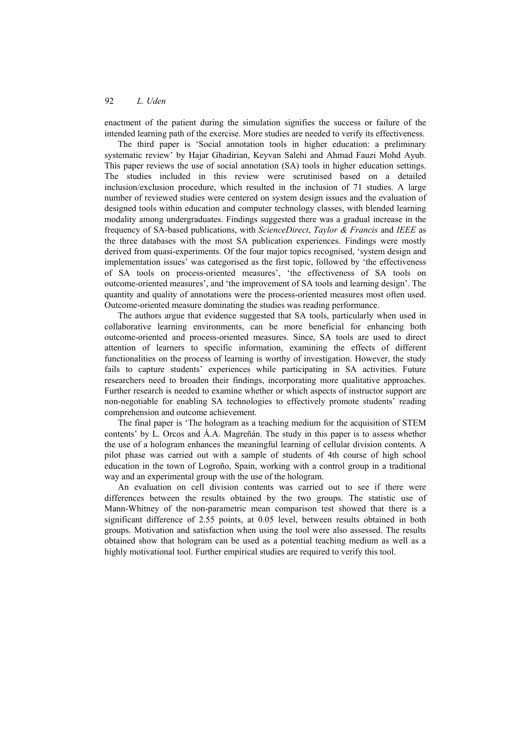enactment of the patient during the simulation signifies the success or failure of the intended learning path of the exercise. More studies are needed to verify its effectiveness.

The third paper is 'Social annotation tools in higher education: a preliminary systematic review' by Hajar Ghadirian, Keyvan Salehi and Ahmad Fauzi Mohd Ayub. This paper reviews the use of social annotation (SA) tools in higher education settings. The studies included in this review were scrutinised based on a detailed inclusion/exclusion procedure, which resulted in the inclusion of 71 studies. A large number of reviewed studies were centered on system design issues and the evaluation of designed tools within education and computer technology classes, with blended learning modality among undergraduates. Findings suggested there was a gradual increase in the frequency of SA-based publications, with *ScienceDirect*, *Taylor & Francis* and *IEEE* as the three databases with the most SA publication experiences. Findings were mostly derived from quasi-experiments. Of the four major topics recognised, 'system design and implementation issues' was categorised as the first topic, followed by 'the effectiveness of SA tools on process-oriented measures', 'the effectiveness of SA tools on outcome-oriented measures', and 'the improvement of SA tools and learning design'. The quantity and quality of annotations were the process-oriented measures most often used. Outcome-oriented measure dominating the studies was reading performance.

The authors argue that evidence suggested that SA tools, particularly when used in collaborative learning environments, can be more beneficial for enhancing both outcome-oriented and process-oriented measures. Since, SA tools are used to direct attention of learners to specific information, examining the effects of different functionalities on the process of learning is worthy of investigation. However, the study fails to capture students' experiences while participating in SA activities. Future researchers need to broaden their findings, incorporating more qualitative approaches. Further research is needed to examine whether or which aspects of instructor support are non-negotiable for enabling SA technologies to effectively promote students' reading comprehension and outcome achievement.

The final paper is 'The hologram as a teaching medium for the acquisition of STEM contents' by L. Orcos and Á.A. Magreñán. The study in this paper is to assess whether the use of a hologram enhances the meaningful learning of cellular division contents. A pilot phase was carried out with a sample of students of 4th course of high school education in the town of Logroño, Spain, working with a control group in a traditional way and an experimental group with the use of the hologram.

An evaluation on cell division contents was carried out to see if there were differences between the results obtained by the two groups. The statistic use of Mann-Whitney of the non-parametric mean comparison test showed that there is a significant difference of 2.55 points, at 0.05 level, between results obtained in both groups. Motivation and satisfaction when using the tool were also assessed. The results obtained show that hologram can be used as a potential teaching medium as well as a highly motivational tool. Further empirical studies are required to verify this tool.